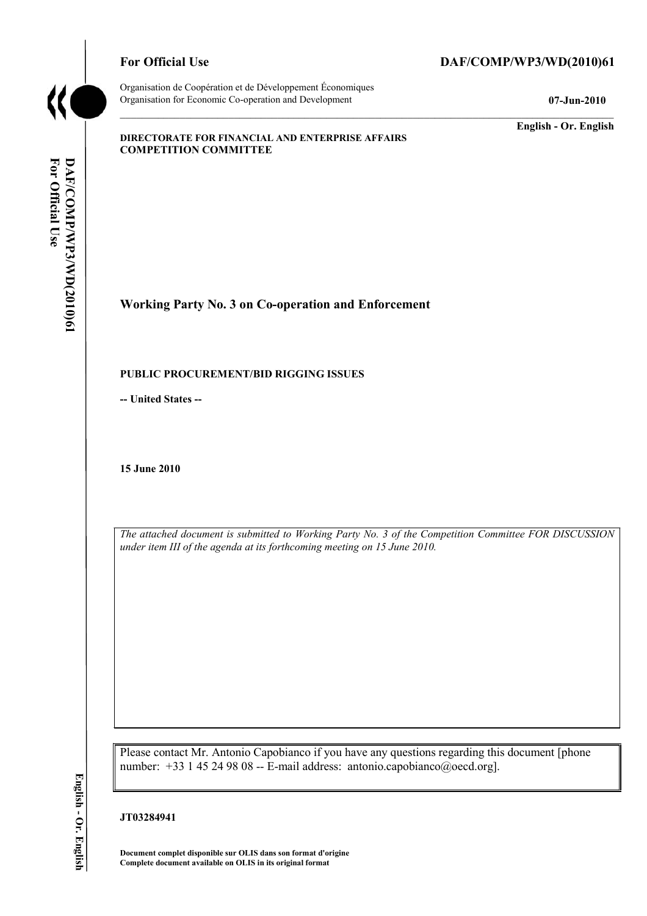**For Official Use** **DAF/COMP/WP3/WD(2010)61**

Organisation de Coopération et de Développement Économiques
Organisation for Economic Co-operation and Development **07-Jun-2010**

**English - Or. English**

**DIRECTORATE FOR FINANCIAL AND ENTERPRISE AFFAIRS**
**COMPETITION COMMITTEE**

## Working Party No. 3 on Co-operation and Enforcement

**PUBLIC PROCUREMENT/BID RIGGING ISSUES**

**-- United States --**

**15 June 2010**

*The attached document is submitted to Working Party No. 3 of the Competition Committee FOR DISCUSSION under item III of the agenda at its forthcoming meeting on 15 June 2010.*

Please contact Mr. Antonio Capobianco if you have any questions regarding this document [phone number: +33 1 45 24 98 08 -- E-mail address: antonio.capobianco@oecd.org].

**JT03284941**

**Document complet disponible sur OLIS dans son format d'origine**
**Complete document available on OLIS in its original format**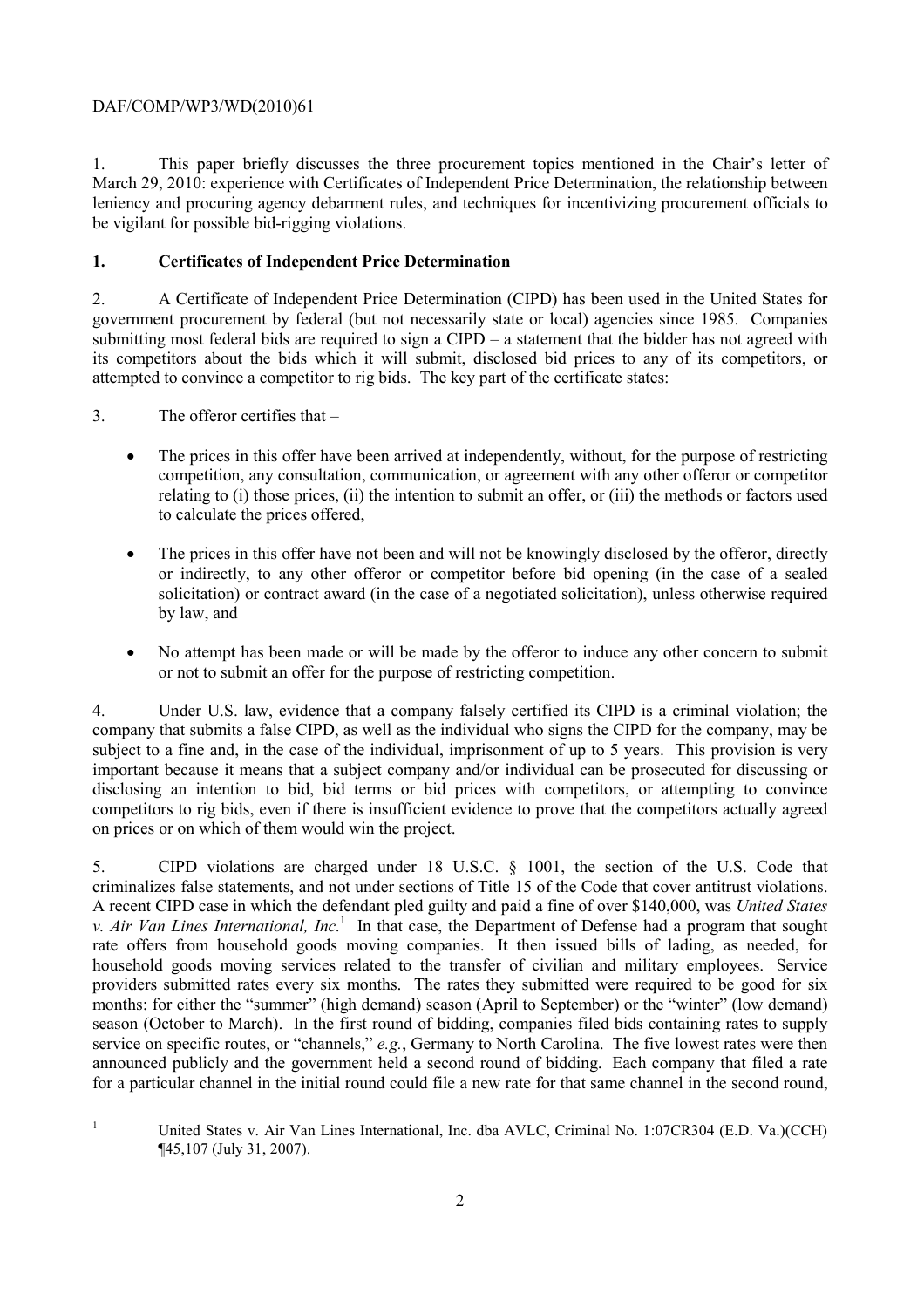1. This paper briefly discusses the three procurement topics mentioned in the Chair's letter of March 29, 2010: experience with Certificates of Independent Price Determination, the relationship between leniency and procuring agency debarment rules, and techniques for incentivizing procurement officials to be vigilant for possible bid-rigging violations.

## 1. Certificates of Independent Price Determination

2. A Certificate of Independent Price Determination (CIPD) has been used in the United States for government procurement by federal (but not necessarily state or local) agencies since 1985. Companies submitting most federal bids are required to sign a CIPD – a statement that the bidder has not agreed with its competitors about the bids which it will submit, disclosed bid prices to any of its competitors, or attempted to convince a competitor to rig bids. The key part of the certificate states:

3. The offeror certifies that –

- The prices in this offer have been arrived at independently, without, for the purpose of restricting competition, any consultation, communication, or agreement with any other offeror or competitor relating to (i) those prices, (ii) the intention to submit an offer, or (iii) the methods or factors used to calculate the prices offered,

- The prices in this offer have not been and will not be knowingly disclosed by the offeror, directly or indirectly, to any other offeror or competitor before bid opening (in the case of a sealed solicitation) or contract award (in the case of a negotiated solicitation), unless otherwise required by law, and

- No attempt has been made or will be made by the offeror to induce any other concern to submit or not to submit an offer for the purpose of restricting competition.

4. Under U.S. law, evidence that a company falsely certified its CIPD is a criminal violation; the company that submits a false CIPD, as well as the individual who signs the CIPD for the company, may be subject to a fine and, in the case of the individual, imprisonment of up to 5 years. This provision is very important because it means that a subject company and/or individual can be prosecuted for discussing or disclosing an intention to bid, bid terms or bid prices with competitors, or attempting to convince competitors to rig bids, even if there is insufficient evidence to prove that the competitors actually agreed on prices or on which of them would win the project.

5. CIPD violations are charged under 18 U.S.C. § 1001, the section of the U.S. Code that criminalizes false statements, and not under sections of Title 15 of the Code that cover antitrust violations. A recent CIPD case in which the defendant pled guilty and paid a fine of over $140,000, was *United States v. Air Van Lines International, Inc.*[1] In that case, the Department of Defense had a program that sought rate offers from household goods moving companies. It then issued bills of lading, as needed, for household goods moving services related to the transfer of civilian and military employees. Service providers submitted rates every six months. The rates they submitted were required to be good for six months: for either the "summer" (high demand) season (April to September) or the "winter" (low demand) season (October to March). In the first round of bidding, companies filed bids containing rates to supply service on specific routes, or "channels," *e.g.*, Germany to North Carolina. The five lowest rates were then announced publicly and the government held a second round of bidding. Each company that filed a rate for a particular channel in the initial round could file a new rate for that same channel in the second round,

---

[1] United States v. Air Van Lines International, Inc. dba AVLC, Criminal No. 1:07CR304 (E.D. Va.)(CCH) ¶45,107 (July 31, 2007).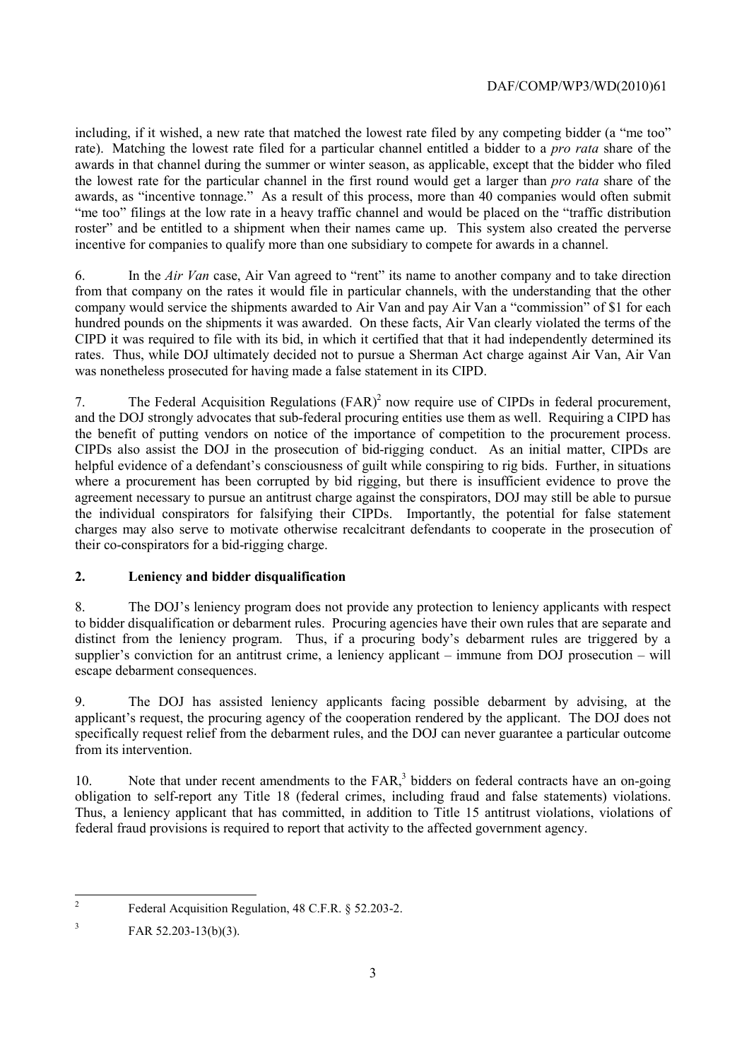including, if it wished, a new rate that matched the lowest rate filed by any competing bidder (a "me too" rate). Matching the lowest rate filed for a particular channel entitled a bidder to a *pro rata* share of the awards in that channel during the summer or winter season, as applicable, except that the bidder who filed the lowest rate for the particular channel in the first round would get a larger than *pro rata* share of the awards, as "incentive tonnage." As a result of this process, more than 40 companies would often submit "me too" filings at the low rate in a heavy traffic channel and would be placed on the "traffic distribution roster" and be entitled to a shipment when their names came up. This system also created the perverse incentive for companies to qualify more than one subsidiary to compete for awards in a channel.

6. In the *Air Van* case, Air Van agreed to "rent" its name to another company and to take direction from that company on the rates it would file in particular channels, with the understanding that the other company would service the shipments awarded to Air Van and pay Air Van a "commission" of $1 for each hundred pounds on the shipments it was awarded. On these facts, Air Van clearly violated the terms of the CIPD it was required to file with its bid, in which it certified that that it had independently determined its rates. Thus, while DOJ ultimately decided not to pursue a Sherman Act charge against Air Van, Air Van was nonetheless prosecuted for having made a false statement in its CIPD.

7. The Federal Acquisition Regulations (FAR)[2] now require use of CIPDs in federal procurement, and the DOJ strongly advocates that sub-federal procuring entities use them as well. Requiring a CIPD has the benefit of putting vendors on notice of the importance of competition to the procurement process. CIPDs also assist the DOJ in the prosecution of bid-rigging conduct. As an initial matter, CIPDs are helpful evidence of a defendant's consciousness of guilt while conspiring to rig bids. Further, in situations where a procurement has been corrupted by bid rigging, but there is insufficient evidence to prove the agreement necessary to pursue an antitrust charge against the conspirators, DOJ may still be able to pursue the individual conspirators for falsifying their CIPDs. Importantly, the potential for false statement charges may also serve to motivate otherwise recalcitrant defendants to cooperate in the prosecution of their co-conspirators for a bid-rigging charge.

## 2. Leniency and bidder disqualification

8. The DOJ's leniency program does not provide any protection to leniency applicants with respect to bidder disqualification or debarment rules. Procuring agencies have their own rules that are separate and distinct from the leniency program. Thus, if a procuring body's debarment rules are triggered by a supplier's conviction for an antitrust crime, a leniency applicant – immune from DOJ prosecution – will escape debarment consequences.

9. The DOJ has assisted leniency applicants facing possible debarment by advising, at the applicant's request, the procuring agency of the cooperation rendered by the applicant. The DOJ does not specifically request relief from the debarment rules, and the DOJ can never guarantee a particular outcome from its intervention.

10. Note that under recent amendments to the FAR,[3] bidders on federal contracts have an on-going obligation to self-report any Title 18 (federal crimes, including fraud and false statements) violations. Thus, a leniency applicant that has committed, in addition to Title 15 antitrust violations, violations of federal fraud provisions is required to report that activity to the affected government agency.

---

2 Federal Acquisition Regulation, 48 C.F.R. § 52.203-2.

3 FAR 52.203-13(b)(3).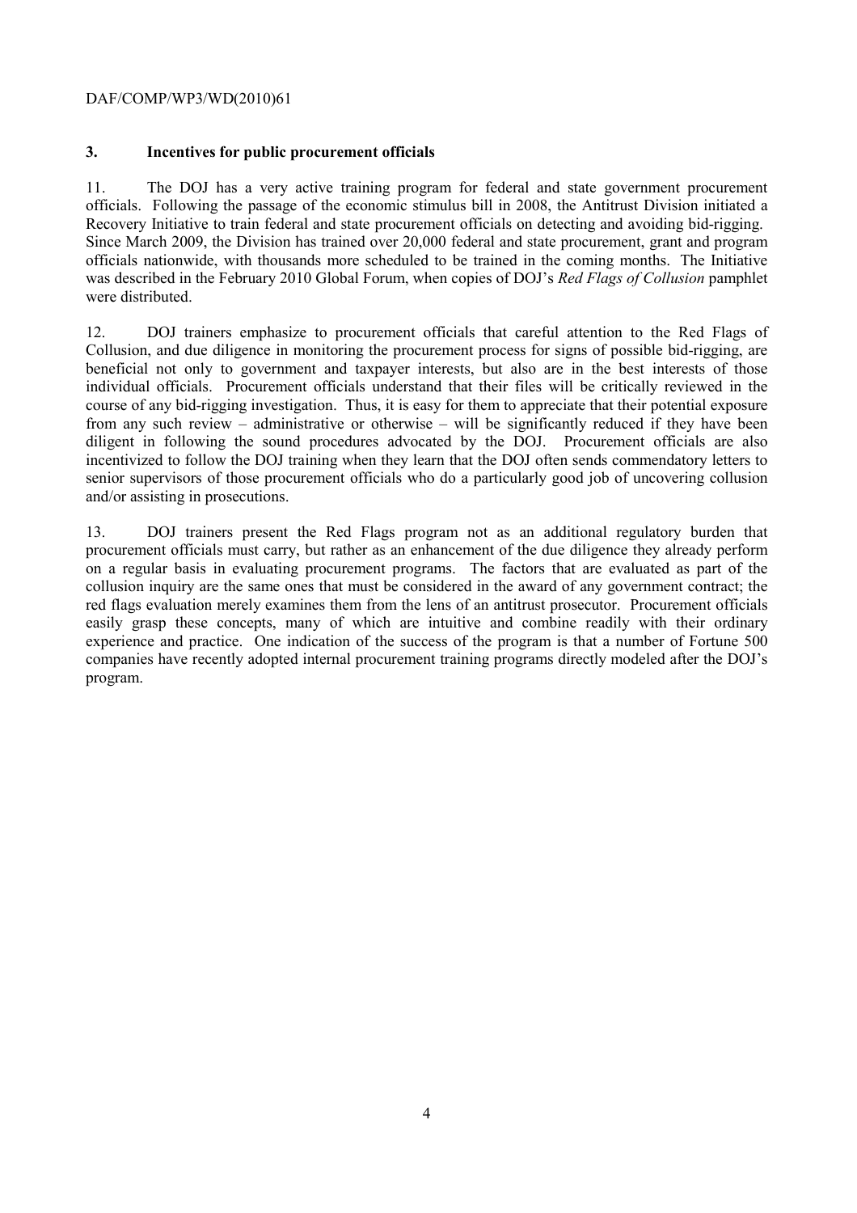### 3. Incentives for public procurement officials

11. The DOJ has a very active training program for federal and state government procurement officials. Following the passage of the economic stimulus bill in 2008, the Antitrust Division initiated a Recovery Initiative to train federal and state procurement officials on detecting and avoiding bid-rigging. Since March 2009, the Division has trained over 20,000 federal and state procurement, grant and program officials nationwide, with thousands more scheduled to be trained in the coming months. The Initiative was described in the February 2010 Global Forum, when copies of DOJ's *Red Flags of Collusion* pamphlet were distributed.

12. DOJ trainers emphasize to procurement officials that careful attention to the Red Flags of Collusion, and due diligence in monitoring the procurement process for signs of possible bid-rigging, are beneficial not only to government and taxpayer interests, but also are in the best interests of those individual officials. Procurement officials understand that their files will be critically reviewed in the course of any bid-rigging investigation. Thus, it is easy for them to appreciate that their potential exposure from any such review – administrative or otherwise – will be significantly reduced if they have been diligent in following the sound procedures advocated by the DOJ. Procurement officials are also incentivized to follow the DOJ training when they learn that the DOJ often sends commendatory letters to senior supervisors of those procurement officials who do a particularly good job of uncovering collusion and/or assisting in prosecutions.

13. DOJ trainers present the Red Flags program not as an additional regulatory burden that procurement officials must carry, but rather as an enhancement of the due diligence they already perform on a regular basis in evaluating procurement programs. The factors that are evaluated as part of the collusion inquiry are the same ones that must be considered in the award of any government contract; the red flags evaluation merely examines them from the lens of an antitrust prosecutor. Procurement officials easily grasp these concepts, many of which are intuitive and combine readily with their ordinary experience and practice. One indication of the success of the program is that a number of Fortune 500 companies have recently adopted internal procurement training programs directly modeled after the DOJ's program.